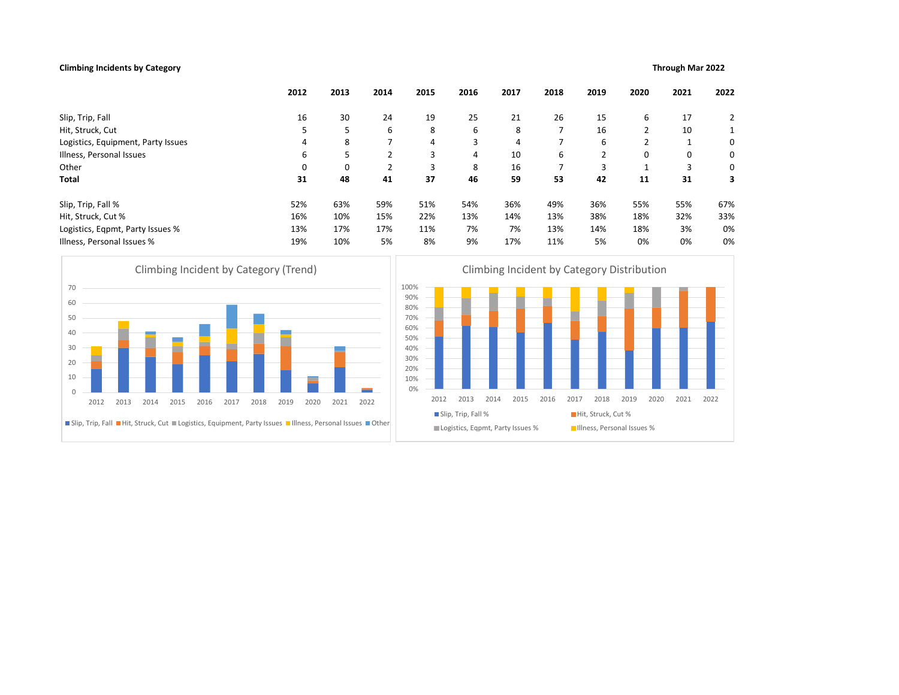**Climbing Incidents by Category**

**Through Mar 2022**

| | 2012 | 2013 | 2014 | 2015 | 2016 | 2017 | 2018 | 2019 | 2020 | 2021 | 2022 |
|---|---|---|---|---|---|---|---|---|---|---|---|
| Slip, Trip, Fall | 16 | 30 | 24 | 19 | 25 | 21 | 26 | 15 | 6 | 17 | 2 |
| Hit, Struck, Cut | 5 | 5 | 6 | 8 | 6 | 8 | 7 | 16 | 2 | 10 | 1 |
| Logistics, Equipment, Party Issues | 4 | 8 | 7 | 4 | 3 | 4 | 7 | 6 | 2 | 1 | 0 |
| Illness, Personal Issues | 6 | 5 | 2 | 3 | 4 | 10 | 6 | 2 | 0 | 0 | 0 |
| Other | 0 | 0 | 2 | 3 | 8 | 16 | 7 | 3 | 1 | 3 | 0 |
| **Total** | **31** | **48** | **41** | **37** | **46** | **59** | **53** | **42** | **11** | **31** | **3** |
| | | | | | | | | | | | |
| Slip, Trip, Fall % | 52% | 63% | 59% | 51% | 54% | 36% | 49% | 36% | 55% | 55% | 67% |
| Hit, Struck, Cut % | 16% | 10% | 15% | 22% | 13% | 14% | 13% | 38% | 18% | 32% | 33% |
| Logistics, Eqpmt, Party Issues % | 13% | 17% | 17% | 11% | 7% | 7% | 13% | 14% | 18% | 3% | 0% |
| Illness, Personal Issues % | 19% | 10% | 5% | 8% | 9% | 17% | 11% | 5% | 0% | 0% | 0% |

Climbing Incident by Category (Trend)

Climbing Incident by Category Distribution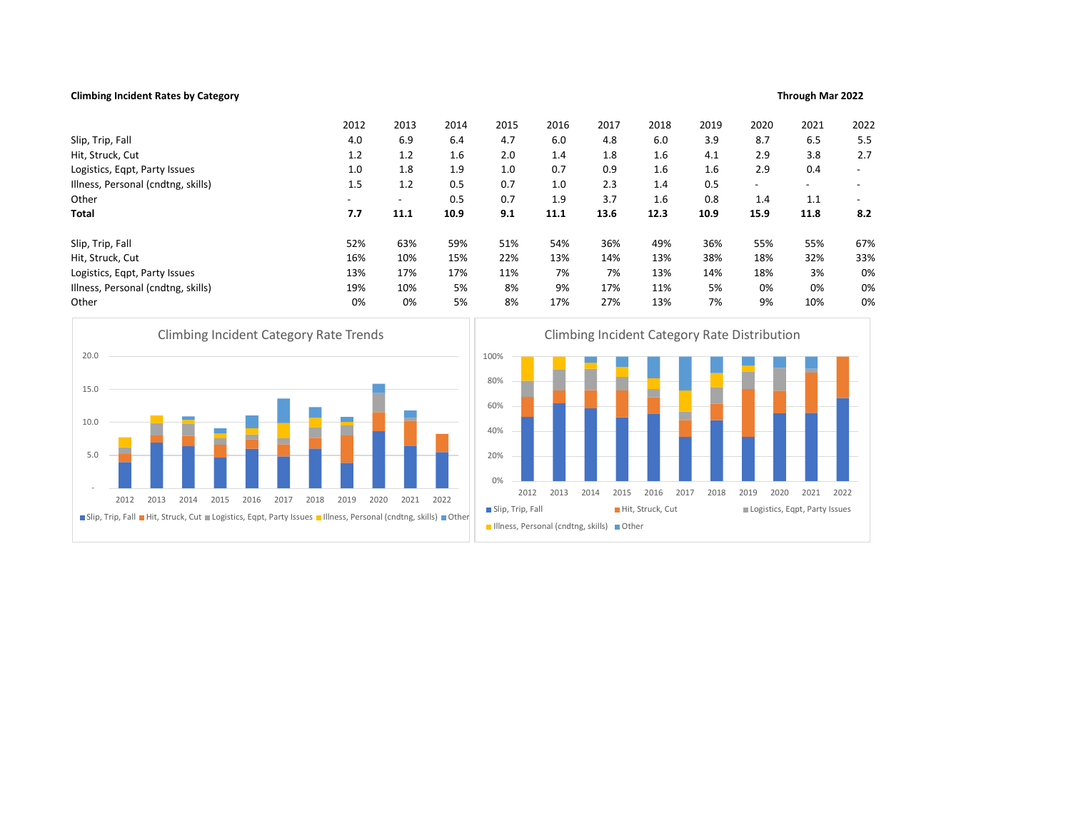**Climbing Incident Rates by Category**

**Through Mar 2022**

| | 2012 | 2013 | 2014 | 2015 | 2016 | 2017 | 2018 | 2019 | 2020 | 2021 | 2022 |
|---|---|---|---|---|---|---|---|---|---|---|---|
| Slip, Trip, Fall | 4.0 | 6.9 | 6.4 | 4.7 | 6.0 | 4.8 | 6.0 | 3.9 | 8.7 | 6.5 | 5.5 |
| Hit, Struck, Cut | 1.2 | 1.2 | 1.6 | 2.0 | 1.4 | 1.8 | 1.6 | 4.1 | 2.9 | 3.8 | 2.7 |
| Logistics, Eqpt, Party Issues | 1.0 | 1.8 | 1.9 | 1.0 | 0.7 | 0.9 | 1.6 | 1.6 | 2.9 | 0.4 | - |
| Illness, Personal (cndtng, skills) | 1.5 | 1.2 | 0.5 | 0.7 | 1.0 | 2.3 | 1.4 | 0.5 | - | - | - |
| Other | - | - | 0.5 | 0.7 | 1.9 | 3.7 | 1.6 | 0.8 | 1.4 | 1.1 | - |
| **Total** | **7.7** | **11.1** | **10.9** | **9.1** | **11.1** | **13.6** | **12.3** | **10.9** | **15.9** | **11.8** | **8.2** |

| | 2012 | 2013 | 2014 | 2015 | 2016 | 2017 | 2018 | 2019 | 2020 | 2021 | 2022 |
|---|---|---|---|---|---|---|---|---|---|---|---|
| Slip, Trip, Fall | 52% | 63% | 59% | 51% | 54% | 36% | 49% | 36% | 55% | 55% | 67% |
| Hit, Struck, Cut | 16% | 10% | 15% | 22% | 13% | 14% | 13% | 38% | 18% | 32% | 33% |
| Logistics, Eqpt, Party Issues | 13% | 17% | 17% | 11% | 7% | 7% | 13% | 14% | 18% | 3% | 0% |
| Illness, Personal (cndtng, skills) | 19% | 10% | 5% | 8% | 9% | 17% | 11% | 5% | 0% | 0% | 0% |
| Other | 0% | 0% | 5% | 8% | 17% | 27% | 13% | 7% | 9% | 10% | 0% |

Climbing Incident Category Rate Trends

Climbing Incident Category Rate Distribution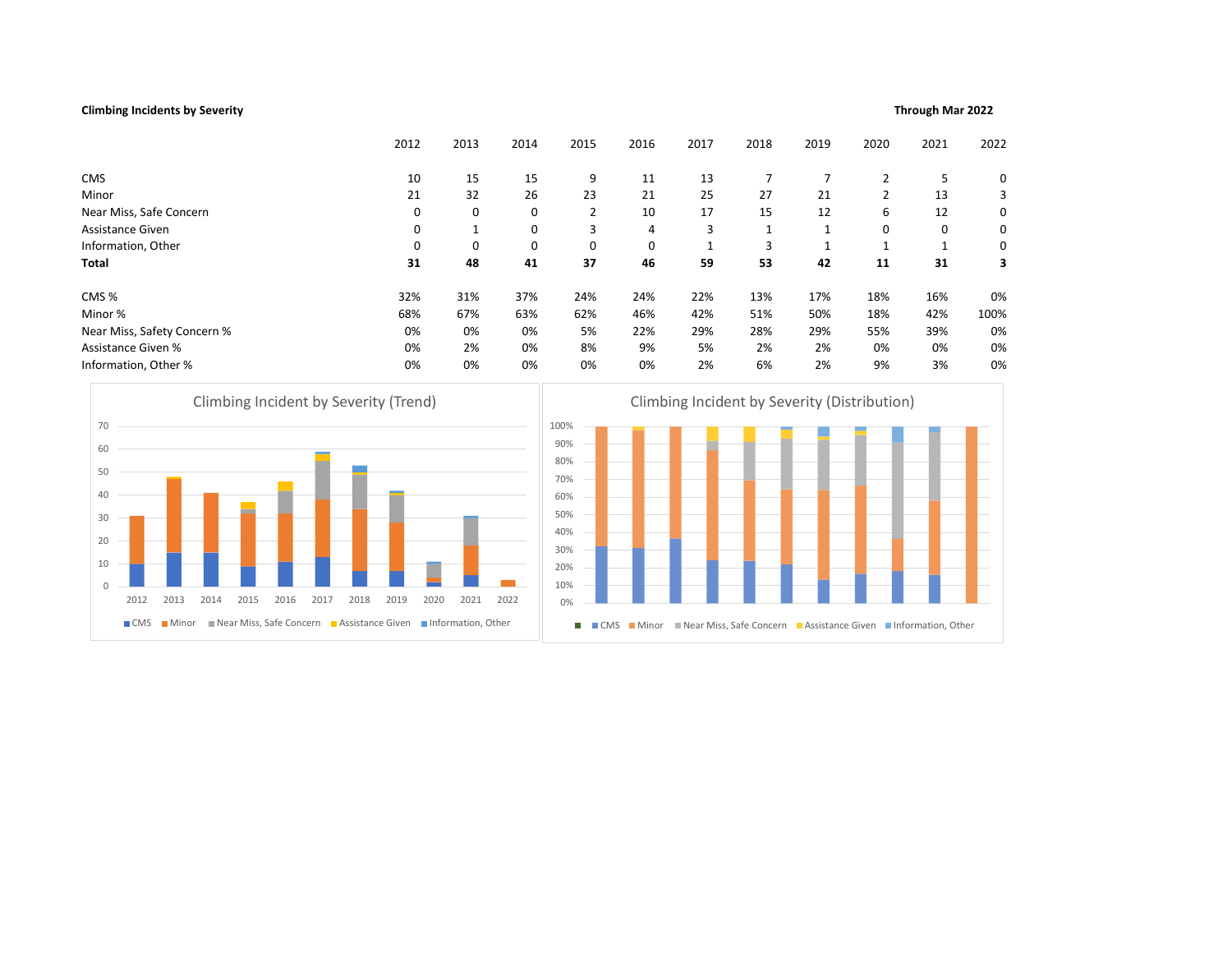**Climbing Incidents by Severity**

**Through Mar 2022**

| | 2012 | 2013 | 2014 | 2015 | 2016 | 2017 | 2018 | 2019 | 2020 | 2021 | 2022 |
|---|---|---|---|---|---|---|---|---|---|---|---|
| CMS | 10 | 15 | 15 | 9 | 11 | 13 | 7 | 7 | 2 | 5 | 0 |
| Minor | 21 | 32 | 26 | 23 | 21 | 25 | 27 | 21 | 2 | 13 | 3 |
| Near Miss, Safe Concern | 0 | 0 | 0 | 2 | 10 | 17 | 15 | 12 | 6 | 12 | 0 |
| Assistance Given | 0 | 1 | 0 | 3 | 4 | 3 | 1 | 1 | 0 | 0 | 0 |
| Information, Other | 0 | 0 | 0 | 0 | 0 | 1 | 3 | 1 | 1 | 1 | 0 |
| **Total** | **31** | **48** | **41** | **37** | **46** | **59** | **53** | **42** | **11** | **31** | **3** |
| | | | | | | | | | | | |
| CMS % | 32% | 31% | 37% | 24% | 24% | 22% | 13% | 17% | 18% | 16% | 0% |
| Minor % | 68% | 67% | 63% | 62% | 46% | 42% | 51% | 50% | 18% | 42% | 100% |
| Near Miss, Safety Concern % | 0% | 0% | 0% | 5% | 22% | 29% | 28% | 29% | 55% | 39% | 0% |
| Assistance Given % | 0% | 2% | 0% | 8% | 9% | 5% | 2% | 2% | 0% | 0% | 0% |
| Information, Other % | 0% | 0% | 0% | 0% | 0% | 2% | 6% | 2% | 9% | 3% | 0% |

Climbing Incident by Severity (Trend)

Climbing Incident by Severity (Distribution)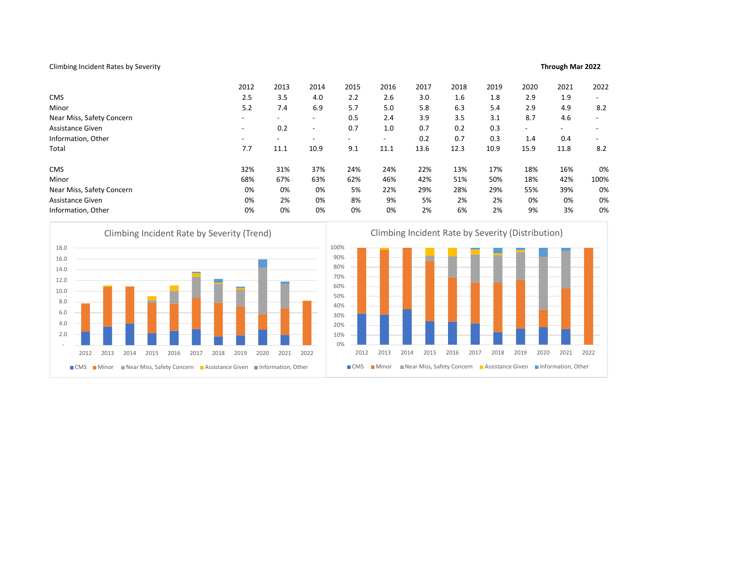Climbing Incident Rates by Severity

**Through Mar 2022**

| | 2012 | 2013 | 2014 | 2015 | 2016 | 2017 | 2018 | 2019 | 2020 | 2021 | 2022 |
|---|---|---|---|---|---|---|---|---|---|---|---|
| CMS | 2.5 | 3.5 | 4.0 | 2.2 | 2.6 | 3.0 | 1.6 | 1.8 | 2.9 | 1.9 | - |
| Minor | 5.2 | 7.4 | 6.9 | 5.7 | 5.0 | 5.8 | 6.3 | 5.4 | 2.9 | 4.9 | 8.2 |
| Near Miss, Safety Concern | - | - | - | 0.5 | 2.4 | 3.9 | 3.5 | 3.1 | 8.7 | 4.6 | - |
| Assistance Given | - | 0.2 | - | 0.7 | 1.0 | 0.7 | 0.2 | 0.3 | - | - | - |
| Information, Other | - | - | - | - | - | 0.2 | 0.7 | 0.3 | 1.4 | 0.4 | - |
| Total | 7.7 | 11.1 | 10.9 | 9.1 | 11.1 | 13.6 | 12.3 | 10.9 | 15.9 | 11.8 | 8.2 |

| | 2012 | 2013 | 2014 | 2015 | 2016 | 2017 | 2018 | 2019 | 2020 | 2021 | 2022 |
|---|---|---|---|---|---|---|---|---|---|---|---|
| CMS | 32% | 31% | 37% | 24% | 24% | 22% | 13% | 17% | 18% | 16% | 0% |
| Minor | 68% | 67% | 63% | 62% | 46% | 42% | 51% | 50% | 18% | 42% | 100% |
| Near Miss, Safety Concern | 0% | 0% | 0% | 5% | 22% | 29% | 28% | 29% | 55% | 39% | 0% |
| Assistance Given | 0% | 2% | 0% | 8% | 9% | 5% | 2% | 2% | 0% | 0% | 0% |
| Information, Other | 0% | 0% | 0% | 0% | 0% | 2% | 6% | 2% | 9% | 3% | 0% |

Climbing Incident Rate by Severity (Trend)

18.0
16.0
14.0
12.0
10.0
8.0
6.0
4.0
2.0
-

2012 2013 2014 2015 2016 2017 2018 2019 2020 2021 2022

CMS, Minor, Near Miss, Safety Concern, Assistance Given, Information, Other

Climbing Incident Rate by Severity (Distribution)

100%
90%
80%
70%
60%
50%
40%
30%
20%
10%
0%

2012 2013 2014 2015 2016 2017 2018 2019 2020 2021 2022

CMS, Minor, Near Miss, Safety Concern, Assistance Given, Information, Other